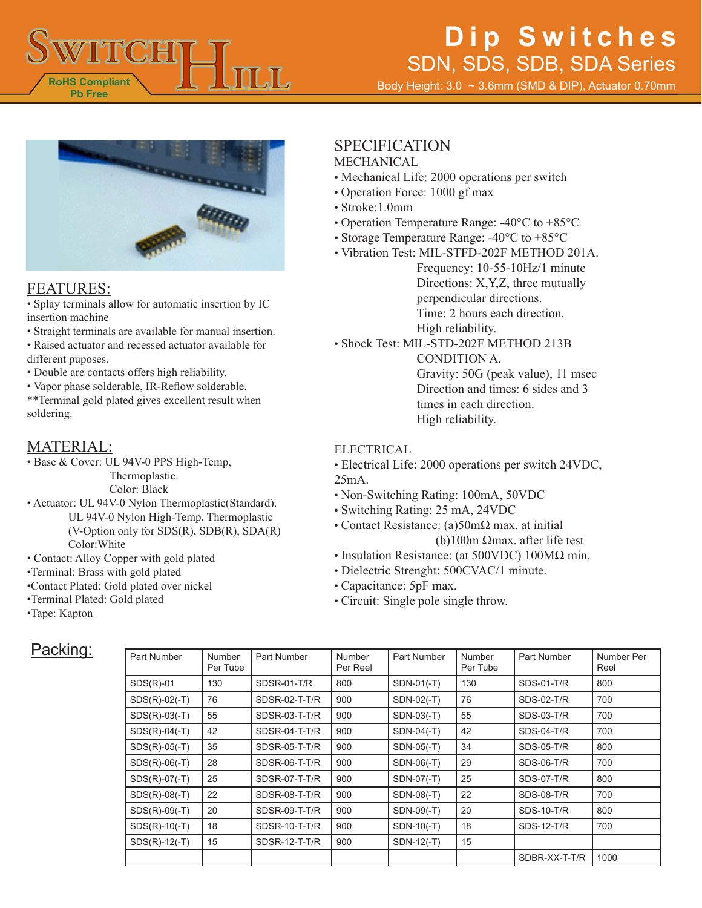# Dip Switches

## SDN, SDS, SDB, SDA Series

Body Height: 3.0 ~ 3.6mm (SMD & DIP), Actuator 0.70mm

RoHS Compliant
Pb Free

## FEATURES:

- Splay terminals allow for automatic insertion by IC insertion machine
- Straight terminals are available for manual insertion.
- Raised actuator and recessed actuator available for different puposes.
- Double are contacts offers high reliability.
- Vapor phase solderable, IR-Reflow solderable.

**Terminal gold plated gives excellent result when soldering.

## MATERIAL:

- Base & Cover: UL 94V-0 PPS High-Temp, Thermoplastic. Color: Black
- Actuator: UL 94V-0 Nylon Thermoplastic(Standard). UL 94V-0 Nylon High-Temp, Thermoplastic (V-Option only for SDS(R), SDB(R), SDA(R) Color:White
- Contact: Alloy Copper with gold plated
- Terminal: Brass with gold plated
- Contact Plated: Gold plated over nickel
- Terminal Plated: Gold plated
- Tape: Kapton

## SPECIFICATION

### MECHANICAL

- Mechanical Life: 2000 operations per switch
- Operation Force: 1000 gf max
- Stroke:1.0mm
- Operation Temperature Range: -40°C to +85°C
- Storage Temperature Range: -40°C to +85°C
- Vibration Test: MIL-STFD-202F METHOD 201A.
  Frequency: 10-55-10Hz/1 minute
  Directions: X,Y,Z, three mutually perpendicular directions.
  Time: 2 hours each direction.
  High reliability.
- Shock Test: MIL-STD-202F METHOD 213B CONDITION A.
  Gravity: 50G (peak value), 11 msec
  Direction and times: 6 sides and 3 times in each direction.
  High reliability.

### ELECTRICAL

- Electrical Life: 2000 operations per switch 24VDC, 25mA.
- Non-Switching Rating: 100mA, 50VDC
- Switching Rating: 25 mA, 24VDC
- Contact Resistance: (a)50mΩ max. at initial
  (b)100m Ωmax. after life test
- Insulation Resistance: (at 500VDC) 100MΩ min.
- Dielectric Strenght: 500CVAC/1 minute.
- Capacitance: 5pF max.
- Circuit: Single pole single throw.

## Packing:

| Part Number | Number Per Tube | Part Number | Number Per Reel | Part Number | Number Per Tube | Part Number | Number Per Reel |
|---|---|---|---|---|---|---|---|
| SDS(R)-01 | 130 | SDSR-01-T/R | 800 | SDN-01(-T) | 130 | SDS-01-T/R | 800 |
| SDS(R)-02(-T) | 76 | SDSR-02-T-T/R | 900 | SDN-02(-T) | 76 | SDS-02-T/R | 700 |
| SDS(R)-03(-T) | 55 | SDSR-03-T-T/R | 900 | SDN-03(-T) | 55 | SDS-03-T/R | 700 |
| SDS(R)-04(-T) | 42 | SDSR-04-T-T/R | 900 | SDN-04(-T) | 42 | SDS-04-T/R | 700 |
| SDS(R)-05(-T) | 35 | SDSR-05-T-T/R | 900 | SDN-05(-T) | 34 | SDS-05-T/R | 800 |
| SDS(R)-06(-T) | 28 | SDSR-06-T-T/R | 900 | SDN-06(-T) | 29 | SDS-06-T/R | 700 |
| SDS(R)-07(-T) | 25 | SDSR-07-T-T/R | 900 | SDN-07(-T) | 25 | SDS-07-T/R | 800 |
| SDS(R)-08(-T) | 22 | SDSR-08-T-T/R | 900 | SDN-08(-T) | 22 | SDS-08-T/R | 700 |
| SDS(R)-09(-T) | 20 | SDSR-09-T-T/R | 900 | SDN-09(-T) | 20 | SDS-10-T/R | 800 |
| SDS(R)-10(-T) | 18 | SDSR-10-T-T/R | 900 | SDN-10(-T) | 18 | SDS-12-T/R | 700 |
| SDS(R)-12(-T) | 15 | SDSR-12-T-T/R | 900 | SDN-12(-T) | 15 | | |
| | | | | | | SDBR-XX-T-T/R | 1000 |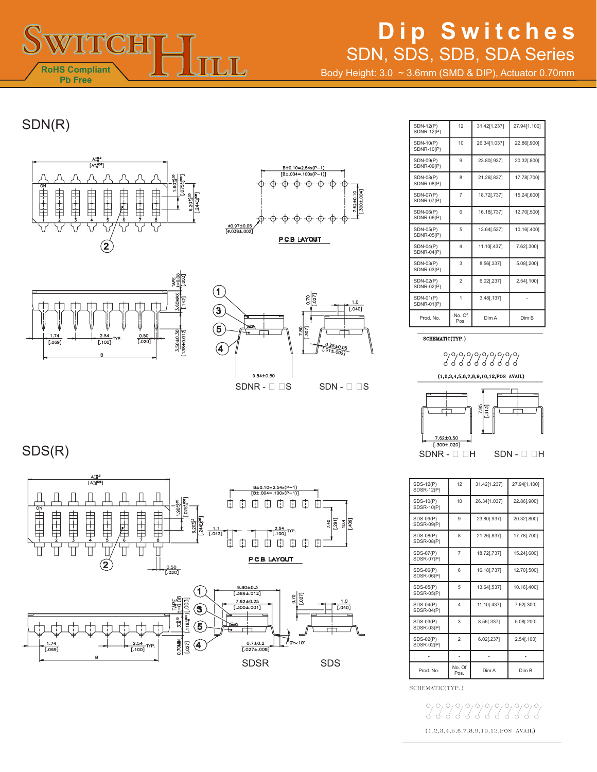# Dip Switches

## SDN, SDS, SDB, SDA Series

Body Height: 3.0 ~ 3.6mm (SMD & DIP), Actuator 0.70mm

RoHS Compliant
Pb Free

## SDN(R)

P.C.B. LAYOUT

SDNR - □ □S    SDN - □ □S

| Prod. No. | No. Of Pos. | Dim A | Dim B |
|---|---|---|---|
| SDN-12(P) SDNR-12(P) | 12 | 31.42[1.237] | 27.94[1.100] |
| SDN-10(P) SDNR-10(P) | 10 | 26.34[1.037] | 22.86[.900] |
| SDN-09(P) SDNR-09(P) | 9 | 23.80[.937] | 20.32[.800] |
| SDN-08(P) SDNR-08(P) | 8 | 21.26[.837] | 17.78[.700] |
| SDN-07(P) SDNR-07(P) | 7 | 18.72[.737] | 15.24[.600] |
| SDN-06(P) SDNR-06(P) | 6 | 16.18[.737] | 12.70[.500] |
| SDN-05(P) SDNR-05(P) | 5 | 13.64[.537] | 10.16[.400] |
| SDN-04(P) SDNR-04(P) | 4 | 11.10[.437] | 7.62[.300] |
| SDN-03(P) SDNR-03(P) | 3 | 8.56[.337] | 5.08[.200] |
| SDN-02(P) SDNR-02(P) | 2 | 6.02[.237] | 2.54[.100] |
| SDN-01(P) SDNR-01(P) | 1 | 3.48[.137] | - |

SCHEMATIC(TYP.)

(1,2,3,4,5,6,7,8,9,10,12,POS AVAIL)

SDNR - □ □H    SDN - □ □H

## SDS(R)

P.C.B. LAYOUT

SDSR    SDS

| Prod. No. | No. Of Pos. | Dim A | Dim B |
|---|---|---|---|
| SDS-12(P) SDSR-12(P) | 12 | 31.42[1.237] | 27.94[1.100] |
| SDS-10(P) SDSR-10(P) | 10 | 26.34[1.037] | 22.86[.900] |
| SDS-09(P) SDSR-09(P) | 9 | 23.80[.937] | 20.32[.800] |
| SDS-08(P) SDSR-08(P) | 8 | 21.26[.837] | 17.78[.700] |
| SDS-07(P) SDSR-07(P) | 7 | 18.72[.737] | 15.24[.600] |
| SDS-06(P) SDSR-06(P) | 6 | 16.18[.737] | 12.70[.500] |
| SDS-05(P) SDSR-05(P) | 5 | 13.64[.537] | 10.16[.400] |
| SDS-04(P) SDSR-04(P) | 4 | 11.10[.437] | 7.62[.300] |
| SDS-03(P) SDSR-03(P) | 3 | 8.56[.337] | 5.08[.200] |
| SDS-02(P) SDSR-02(P) | 2 | 6.02[.237] | 2.54[.100] |
| - | - | - | - |

SCHEMATIC(TYP.)

(1,2,3,4,5,6,7,8,9,10,12,POS AVAIL)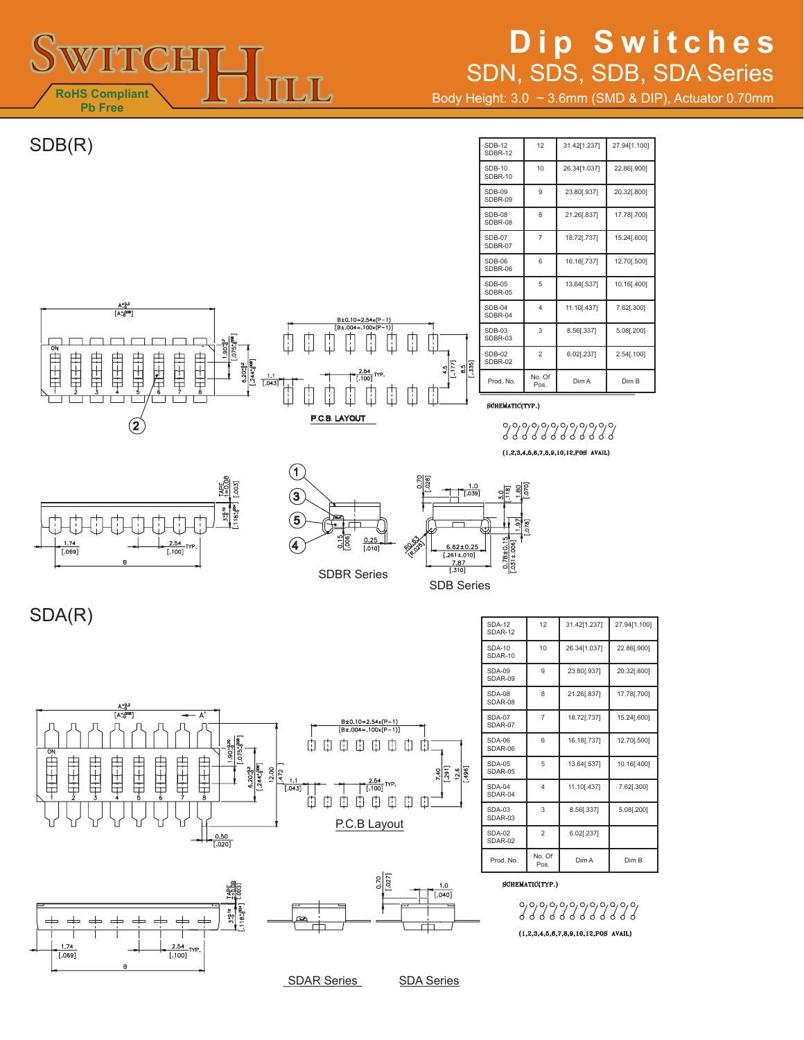# Dip Switches

## SDN, SDS, SDB, SDA Series

Body Height: 3.0 ~ 3.6mm (SMD & DIP), Actuator 0.70mm

RoHS Compliant
Pb Free

## SDB(R)

| Prod. No. | No. Of Pos. | Dim A | Dim B |
|---|---|---|---|
| SDB-12 SDBR-12 | 12 | 31.42[1.237] | 27.94[1.100] |
| SDB-10 SDBR-10 | 10 | 26.34[1.037] | 22.86[.900] |
| SDB-09 SDBR-09 | 9 | 23.80[.937] | 20.32[.800] |
| SDB-08 SDBR-08 | 8 | 21.26[.837] | 17.78[.700] |
| SDB-07 SDBR-07 | 7 | 18.72[.737] | 15.24[.600] |
| SDB-06 SDBR-06 | 6 | 16.18[.737] | 12.70[.500] |
| SDB-05 SDBR-05 | 5 | 13.64[.537] | 10.16[.400] |
| SDB-04 SDBR-04 | 4 | 11.10[.437] | 7.62[.300] |
| SDB-03 SDBR-03 | 3 | 8.56[.337] | 5.08[.200] |
| SDB-02 SDBR-02 | 2 | 6.02[.237] | 2.54[.100] |

SCHEMATIC(TYP.)

(1,2,3,4,5,6,7,8,9,10,12,POS AVAIL)

P.C.B. LAYOUT

B±0.10=2.54x(P−1) [B±.004=.100x(P−1)]

SDBR Series

SDB Series

## SDA(R)

| Prod. No. | No. Of Pos. | Dim A | Dim B |
|---|---|---|---|
| SDA-12 SDAR-12 | 12 | 31.42[1.237] | 27.94[1.100] |
| SDA-10 SDAR-10 | 10 | 26.34[1.037] | 22.86[.900] |
| SDA-09 SDAR-09 | 9 | 23.80[.937] | 20.32[.800] |
| SDA-08 SDAR-08 | 8 | 21.26[.837] | 17.78[.700] |
| SDA-07 SDAR-07 | 7 | 18.72[.737] | 15.24[.600] |
| SDA-06 SDAR-06 | 6 | 16.18[.737] | 12.70[.500] |
| SDA-05 SDAR-05 | 5 | 13.64[.537] | 10.16[.400] |
| SDA-04 SDAR-04 | 4 | 11.10[.437] | 7.62[.300] |
| SDA-03 SDAR-03 | 3 | 8.56[.337] | 5.08[.200] |
| SDA-02 SDAR-02 | 2 | 6.02[.237] | |

SCHEMATIC(TYP.)

(1,2,3,4,5,6,7,8,9,10,12,POS AVAIL)

P.C.B Layout

B±0.10=2.54x(P−1) [B±.004=.100x(P−1)]

SDAR Series

SDA Series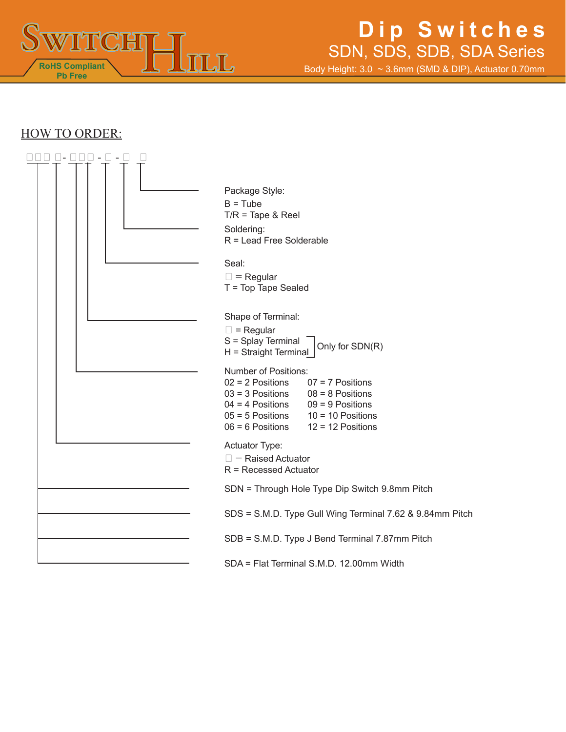## HOW TO ORDER:

□□□ □- □□□ - □ - □ □

**Package Style:**
- B = Tube
- T/R = Tape & Reel

**Soldering:**
- R = Lead Free Solderable

**Seal:**
- □ = Regular
- T = Top Tape Sealed

**Shape of Terminal:**
- □ = Regular
- S = Splay Terminal — Only for SDN(R)
- H = Straight Terminal — Only for SDN(R)

**Number of Positions:**

| | |
|---|---|
| 02 = 2 Positions | 07 = 7 Positions |
| 03 = 3 Positions | 08 = 8 Positions |
| 04 = 4 Positions | 09 = 9 Positions |
| 05 = 5 Positions | 10 = 10 Positions |
| 06 = 6 Positions | 12 = 12 Positions |

**Actuator Type:**
- □ = Raised Actuator
- R = Recessed Actuator

- SDN = Through Hole Type Dip Switch 9.8mm Pitch
- SDS = S.M.D. Type Gull Wing Terminal 7.62 & 9.84mm Pitch
- SDB = S.M.D. Type J Bend Terminal 7.87mm Pitch
- SDA = Flat Terminal S.M.D. 12.00mm Width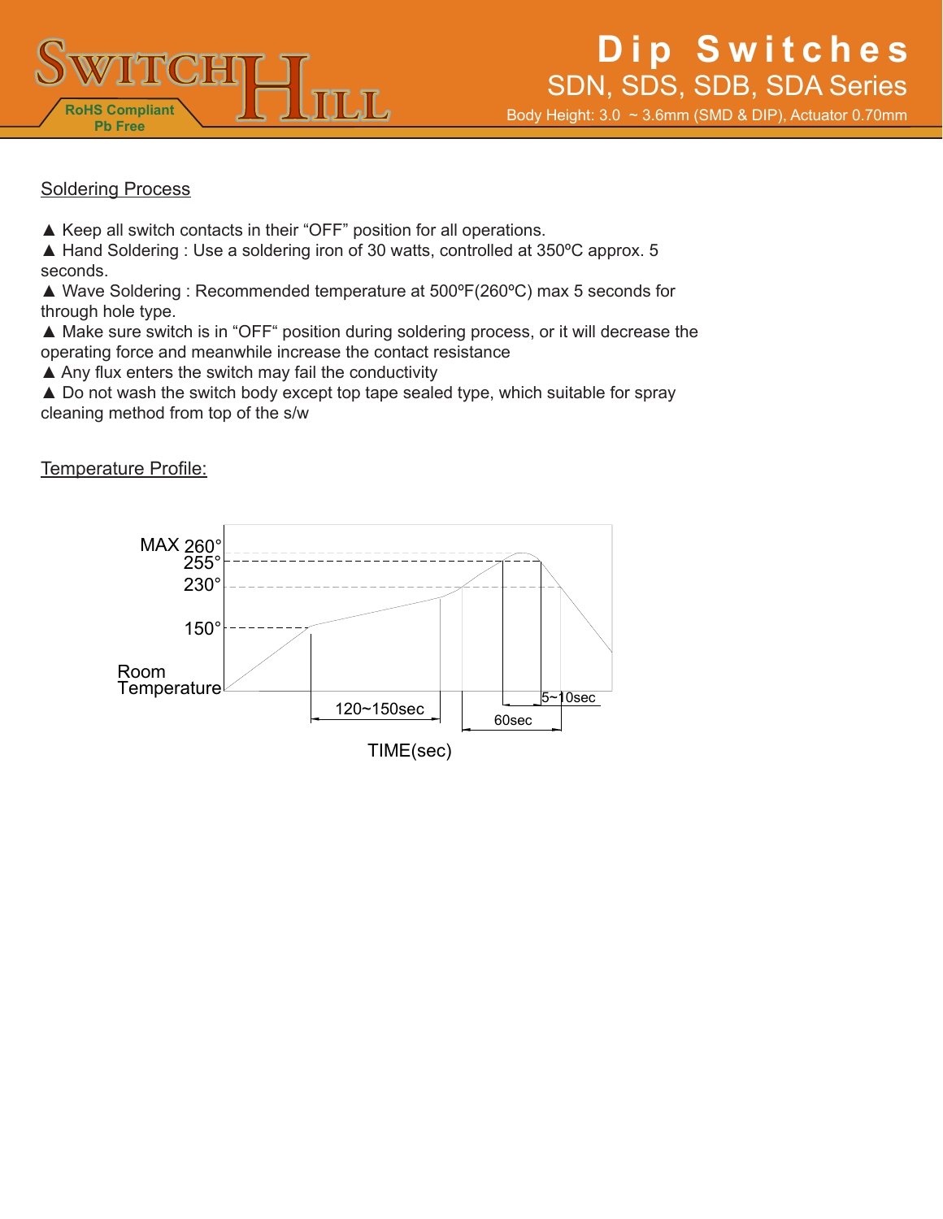## Soldering Process

▲ Keep all switch contacts in their “OFF” position for all operations.
▲ Hand Soldering : Use a soldering iron of 30 watts, controlled at 350ºC approx. 5 seconds.
▲ Wave Soldering : Recommended temperature at 500ºF(260ºC) max 5 seconds for through hole type.
▲ Make sure switch is in “OFF“ position during soldering process, or it will decrease the operating force and meanwhile increase the contact resistance
▲ Any flux enters the switch may fail the conductivity
▲ Do not wash the switch body except top tape sealed type, which suitable for spray cleaning method from top of the s/w

## Temperature Profile:

MAX 260°
255°
230°
150°
Room Temperature
120~150sec
60sec
5~10sec
TIME(sec)